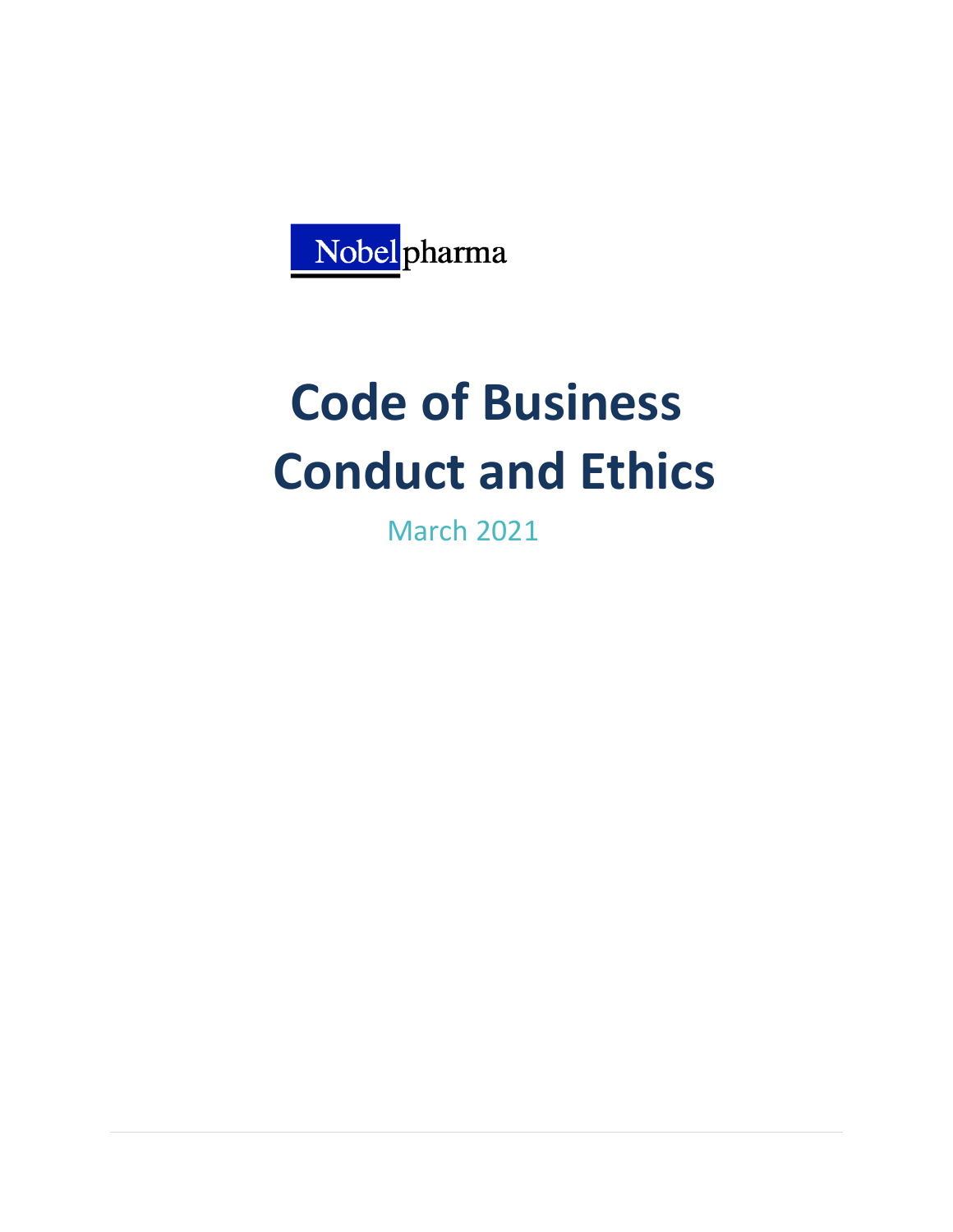Nobelpharma

# Code of Business Conduct and Ethics

March 2021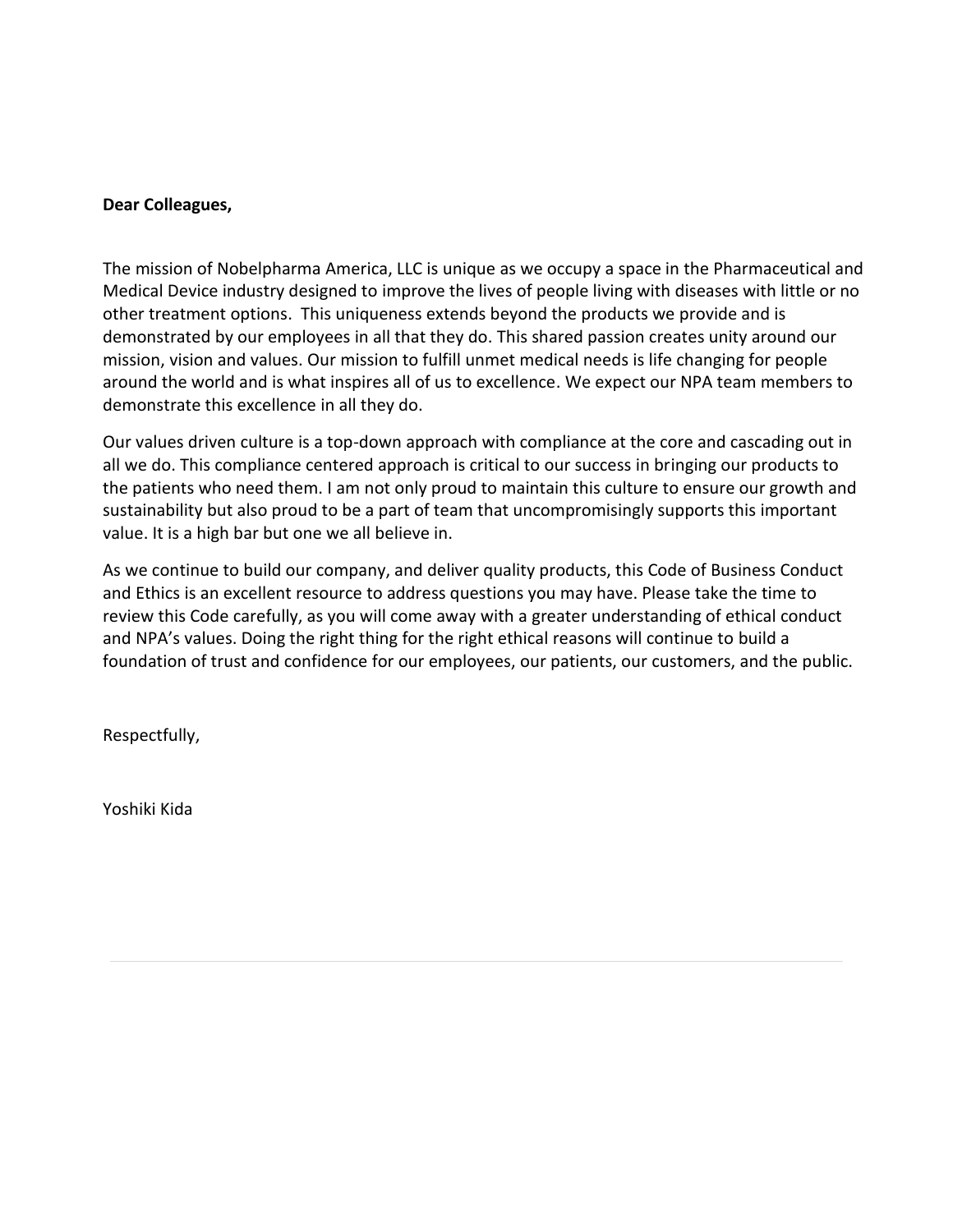**Dear Colleagues,**

The mission of Nobelpharma America, LLC is unique as we occupy a space in the Pharmaceutical and Medical Device industry designed to improve the lives of people living with diseases with little or no other treatment options.  This uniqueness extends beyond the products we provide and is demonstrated by our employees in all that they do. This shared passion creates unity around our mission, vision and values. Our mission to fulfill unmet medical needs is life changing for people around the world and is what inspires all of us to excellence. We expect our NPA team members to demonstrate this excellence in all they do.

Our values driven culture is a top-down approach with compliance at the core and cascading out in all we do. This compliance centered approach is critical to our success in bringing our products to the patients who need them. I am not only proud to maintain this culture to ensure our growth and sustainability but also proud to be a part of team that uncompromisingly supports this important value. It is a high bar but one we all believe in.

As we continue to build our company, and deliver quality products, this Code of Business Conduct and Ethics is an excellent resource to address questions you may have. Please take the time to review this Code carefully, as you will come away with a greater understanding of ethical conduct and NPA's values. Doing the right thing for the right ethical reasons will continue to build a foundation of trust and confidence for our employees, our patients, our customers, and the public.

Respectfully,

Yoshiki Kida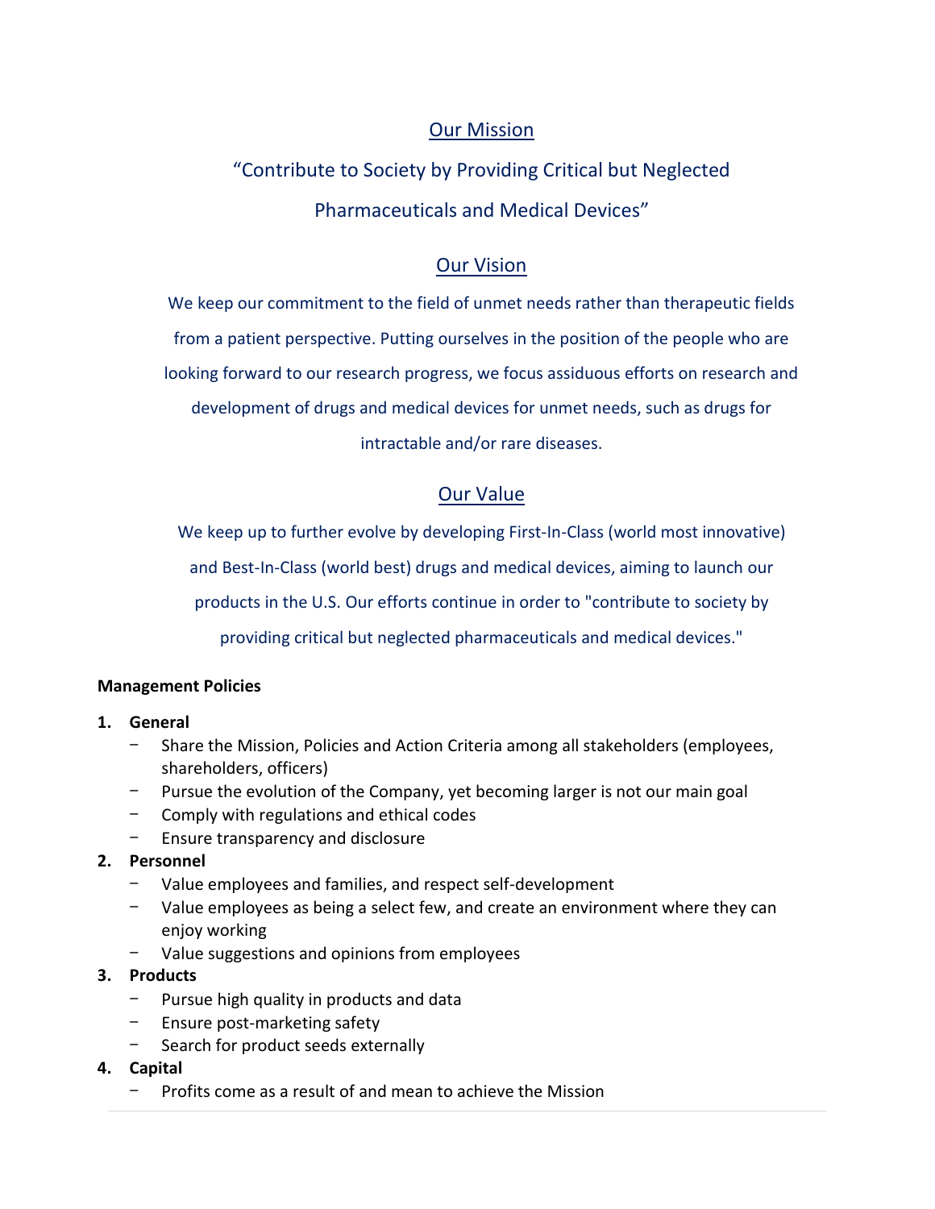## Our Mission

"Contribute to Society by Providing Critical but Neglected Pharmaceuticals and Medical Devices"

## Our Vision

We keep our commitment to the field of unmet needs rather than therapeutic fields from a patient perspective. Putting ourselves in the position of the people who are looking forward to our research progress, we focus assiduous efforts on research and development of drugs and medical devices for unmet needs, such as drugs for intractable and/or rare diseases.

## Our Value

We keep up to further evolve by developing First-In-Class (world most innovative) and Best-In-Class (world best) drugs and medical devices, aiming to launch our products in the U.S. Our efforts continue in order to "contribute to society by providing critical but neglected pharmaceuticals and medical devices."

**Management Policies**

1. **General**
   - Share the Mission, Policies and Action Criteria among all stakeholders (employees, shareholders, officers)
   - Pursue the evolution of the Company, yet becoming larger is not our main goal
   - Comply with regulations and ethical codes
   - Ensure transparency and disclosure
2. **Personnel**
   - Value employees and families, and respect self-development
   - Value employees as being a select few, and create an environment where they can enjoy working
   - Value suggestions and opinions from employees
3. **Products**
   - Pursue high quality in products and data
   - Ensure post-marketing safety
   - Search for product seeds externally
4. **Capital**
   - Profits come as a result of and mean to achieve the Mission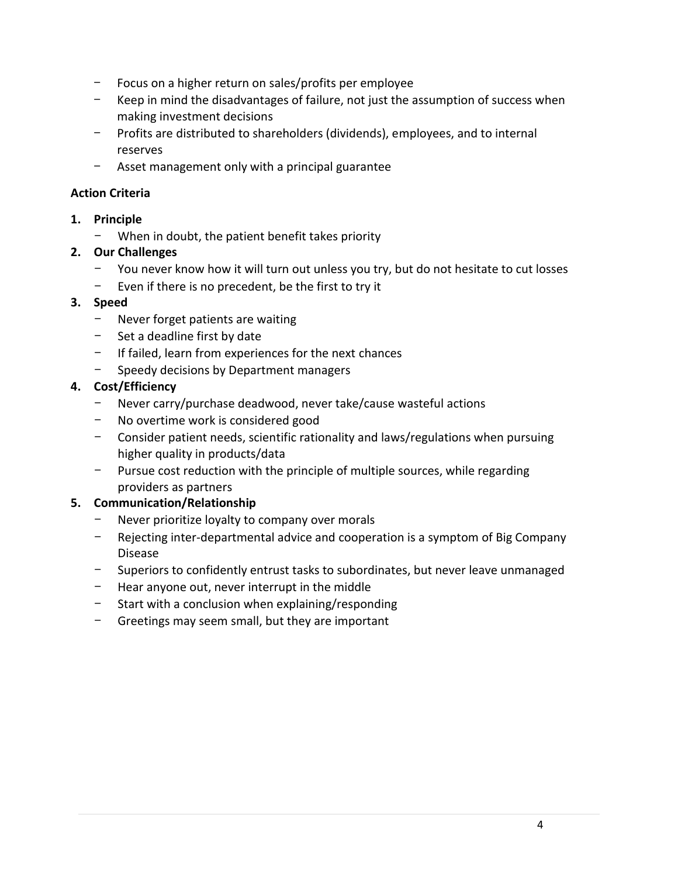- Focus on a higher return on sales/profits per employee
- Keep in mind the disadvantages of failure, not just the assumption of success when making investment decisions
- Profits are distributed to shareholders (dividends), employees, and to internal reserves
- Asset management only with a principal guarantee

**Action Criteria**

1. **Principle**
   - When in doubt, the patient benefit takes priority
2. **Our Challenges**
   - You never know how it will turn out unless you try, but do not hesitate to cut losses
   - Even if there is no precedent, be the first to try it
3. **Speed**
   - Never forget patients are waiting
   - Set a deadline first by date
   - If failed, learn from experiences for the next chances
   - Speedy decisions by Department managers
4. **Cost/Efficiency**
   - Never carry/purchase deadwood, never take/cause wasteful actions
   - No overtime work is considered good
   - Consider patient needs, scientific rationality and laws/regulations when pursuing higher quality in products/data
   - Pursue cost reduction with the principle of multiple sources, while regarding providers as partners
5. **Communication/Relationship**
   - Never prioritize loyalty to company over morals
   - Rejecting inter-departmental advice and cooperation is a symptom of Big Company Disease
   - Superiors to confidently entrust tasks to subordinates, but never leave unmanaged
   - Hear anyone out, never interrupt in the middle
   - Start with a conclusion when explaining/responding
   - Greetings may seem small, but they are important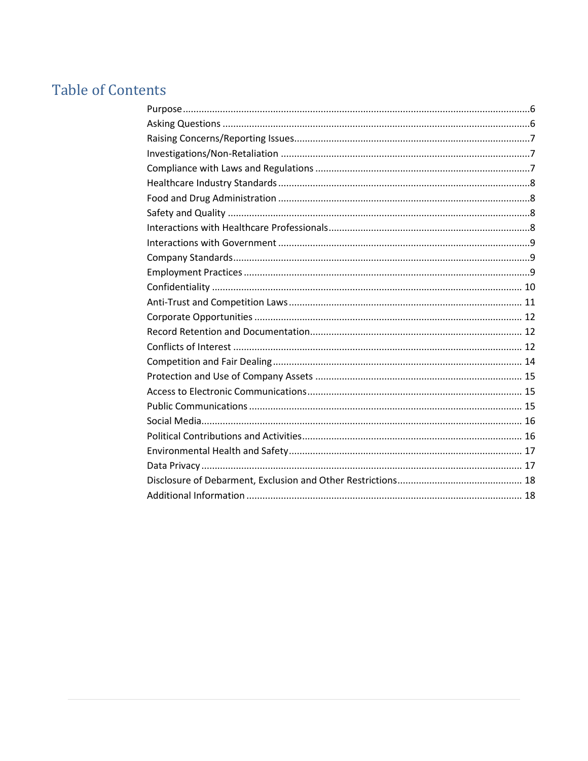# Table of Contents

| | |
|---|---|
| Purpose | 6 |
| Asking Questions | 6 |
| Raising Concerns/Reporting Issues | 7 |
| Investigations/Non-Retaliation | 7 |
| Compliance with Laws and Regulations | 7 |
| Healthcare Industry Standards | 8 |
| Food and Drug Administration | 8 |
| Safety and Quality | 8 |
| Interactions with Healthcare Professionals | 8 |
| Interactions with Government | 9 |
| Company Standards | 9 |
| Employment Practices | 9 |
| Confidentiality | 10 |
| Anti-Trust and Competition Laws | 11 |
| Corporate Opportunities | 12 |
| Record Retention and Documentation | 12 |
| Conflicts of Interest | 12 |
| Competition and Fair Dealing | 14 |
| Protection and Use of Company Assets | 15 |
| Access to Electronic Communications | 15 |
| Public Communications | 15 |
| Social Media | 16 |
| Political Contributions and Activities | 16 |
| Environmental Health and Safety | 17 |
| Data Privacy | 17 |
| Disclosure of Debarment, Exclusion and Other Restrictions | 18 |
| Additional Information | 18 |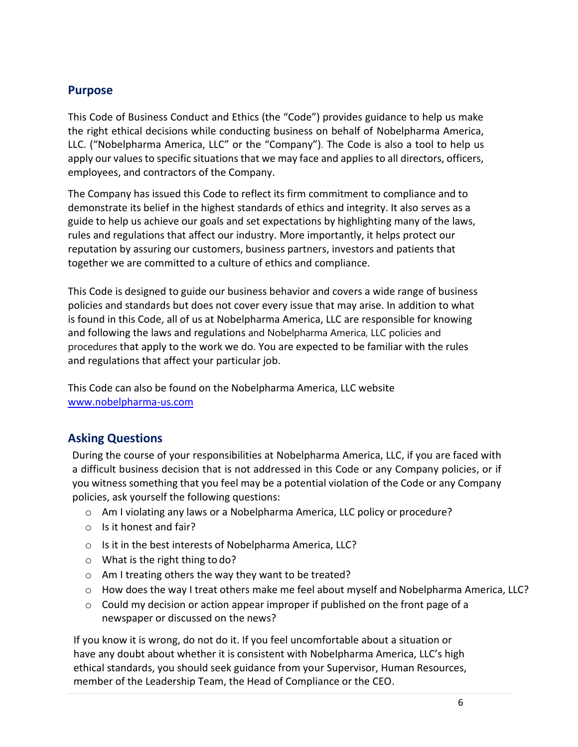## Purpose

This Code of Business Conduct and Ethics (the "Code") provides guidance to help us make the right ethical decisions while conducting business on behalf of Nobelpharma America, LLC. ("Nobelpharma America, LLC" or the "Company"). The Code is also a tool to help us apply our values to specific situations that we may face and applies to all directors, officers, employees, and contractors of the Company.

The Company has issued this Code to reflect its firm commitment to compliance and to demonstrate its belief in the highest standards of ethics and integrity. It also serves as a guide to help us achieve our goals and set expectations by highlighting many of the laws, rules and regulations that affect our industry. More importantly, it helps protect our reputation by assuring our customers, business partners, investors and patients that together we are committed to a culture of ethics and compliance.

This Code is designed to guide our business behavior and covers a wide range of business policies and standards but does not cover every issue that may arise. In addition to what is found in this Code, all of us at Nobelpharma America, LLC are responsible for knowing and following the laws and regulations and Nobelpharma America, LLC policies and procedures that apply to the work we do. You are expected to be familiar with the rules and regulations that affect your particular job.

This Code can also be found on the Nobelpharma America, LLC website [www.nobelpharma-us.com](http://www.nobelpharma-us.com)

## Asking Questions

During the course of your responsibilities at Nobelpharma America, LLC, if you are faced with a difficult business decision that is not addressed in this Code or any Company policies, or if you witness something that you feel may be a potential violation of the Code or any Company policies, ask yourself the following questions:

- Am I violating any laws or a Nobelpharma America, LLC policy or procedure?
- Is it honest and fair?
- Is it in the best interests of Nobelpharma America, LLC?
- What is the right thing to do?
- Am I treating others the way they want to be treated?
- How does the way I treat others make me feel about myself and Nobelpharma America, LLC?
- Could my decision or action appear improper if published on the front page of a newspaper or discussed on the news?

If you know it is wrong, do not do it. If you feel uncomfortable about a situation or have any doubt about whether it is consistent with Nobelpharma America, LLC's high ethical standards, you should seek guidance from your Supervisor, Human Resources, member of the Leadership Team, the Head of Compliance or the CEO.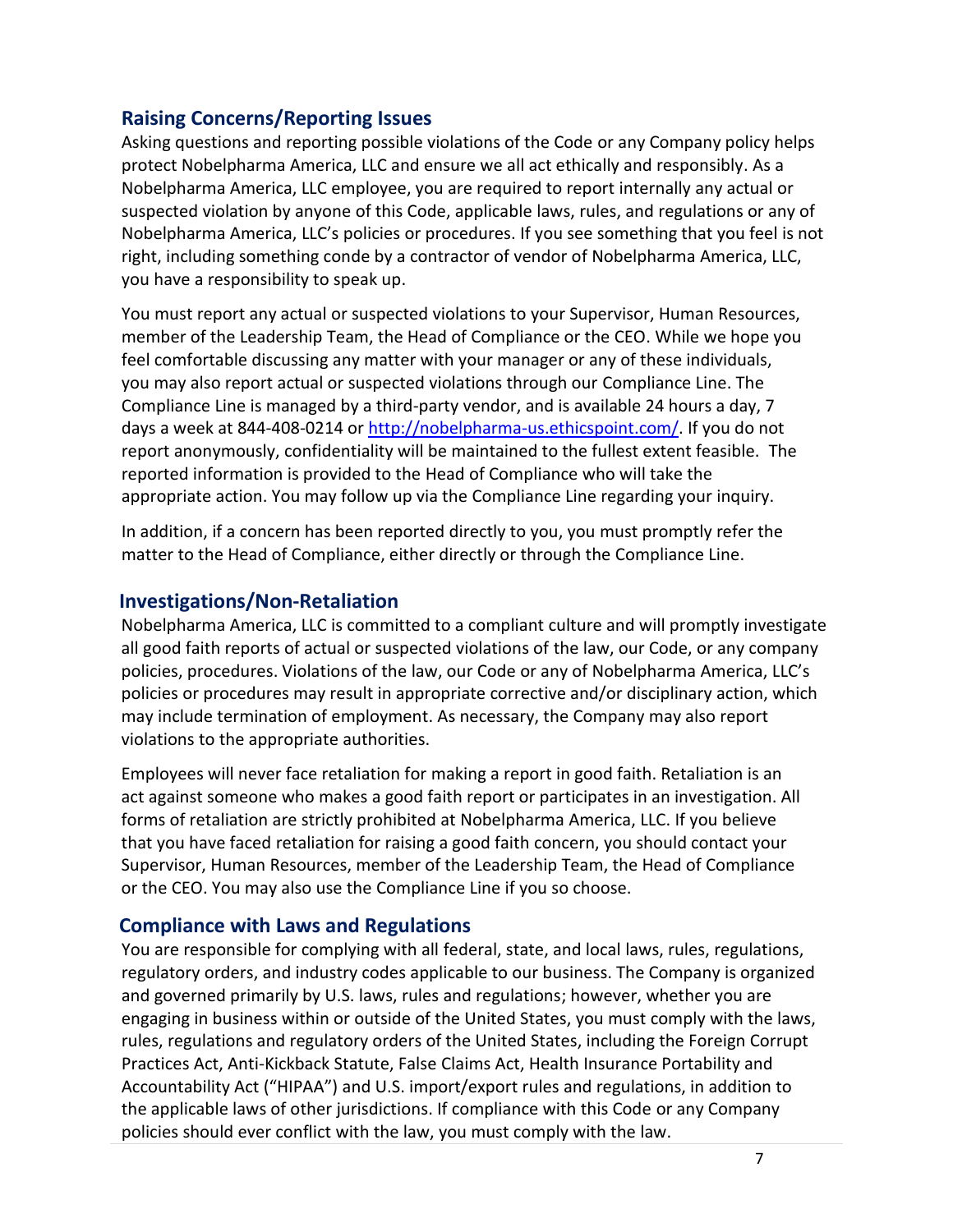## Raising Concerns/Reporting Issues

Asking questions and reporting possible violations of the Code or any Company policy helps protect Nobelpharma America, LLC and ensure we all act ethically and responsibly. As a Nobelpharma America, LLC employee, you are required to report internally any actual or suspected violation by anyone of this Code, applicable laws, rules, and regulations or any of Nobelpharma America, LLC's policies or procedures. If you see something that you feel is not right, including something conde by a contractor of vendor of Nobelpharma America, LLC, you have a responsibility to speak up.

You must report any actual or suspected violations to your Supervisor, Human Resources, member of the Leadership Team, the Head of Compliance or the CEO. While we hope you feel comfortable discussing any matter with your manager or any of these individuals, you may also report actual or suspected violations through our Compliance Line. The Compliance Line is managed by a third-party vendor, and is available 24 hours a day, 7 days a week at 844-408-0214 or [http://nobelpharma-us.ethicspoint.com/](http://nobelpharma-us.ethicspoint.com/). If you do not report anonymously, confidentiality will be maintained to the fullest extent feasible. The reported information is provided to the Head of Compliance who will take the appropriate action. You may follow up via the Compliance Line regarding your inquiry.

In addition, if a concern has been reported directly to you, you must promptly refer the matter to the Head of Compliance, either directly or through the Compliance Line.

## Investigations/Non-Retaliation

Nobelpharma America, LLC is committed to a compliant culture and will promptly investigate all good faith reports of actual or suspected violations of the law, our Code, or any company policies, procedures. Violations of the law, our Code or any of Nobelpharma America, LLC's policies or procedures may result in appropriate corrective and/or disciplinary action, which may include termination of employment. As necessary, the Company may also report violations to the appropriate authorities.

Employees will never face retaliation for making a report in good faith. Retaliation is an act against someone who makes a good faith report or participates in an investigation. All forms of retaliation are strictly prohibited at Nobelpharma America, LLC. If you believe that you have faced retaliation for raising a good faith concern, you should contact your Supervisor, Human Resources, member of the Leadership Team, the Head of Compliance or the CEO. You may also use the Compliance Line if you so choose.

## Compliance with Laws and Regulations

You are responsible for complying with all federal, state, and local laws, rules, regulations, regulatory orders, and industry codes applicable to our business. The Company is organized and governed primarily by U.S. laws, rules and regulations; however, whether you are engaging in business within or outside of the United States, you must comply with the laws, rules, regulations and regulatory orders of the United States, including the Foreign Corrupt Practices Act, Anti-Kickback Statute, False Claims Act, Health Insurance Portability and Accountability Act ("HIPAA") and U.S. import/export rules and regulations, in addition to the applicable laws of other jurisdictions. If compliance with this Code or any Company policies should ever conflict with the law, you must comply with the law.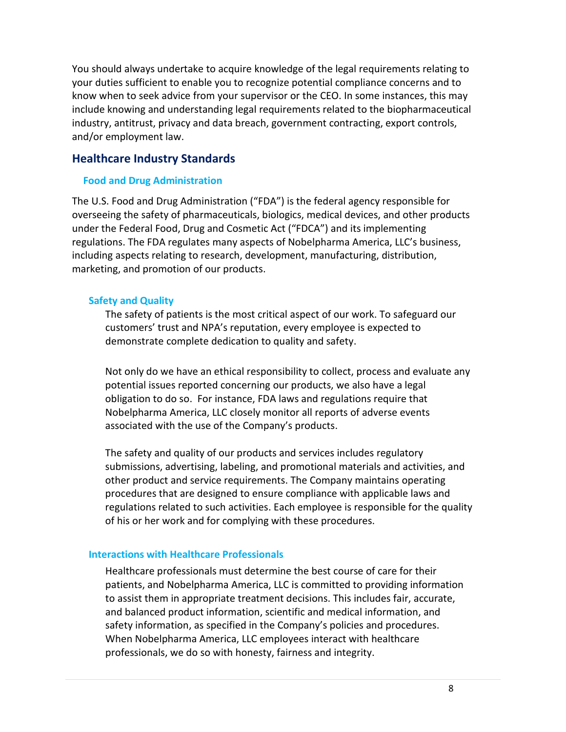You should always undertake to acquire knowledge of the legal requirements relating to your duties sufficient to enable you to recognize potential compliance concerns and to know when to seek advice from your supervisor or the CEO. In some instances, this may include knowing and understanding legal requirements related to the biopharmaceutical industry, antitrust, privacy and data breach, government contracting, export controls, and/or employment law.

## Healthcare Industry Standards

### Food and Drug Administration

The U.S. Food and Drug Administration ("FDA") is the federal agency responsible for overseeing the safety of pharmaceuticals, biologics, medical devices, and other products under the Federal Food, Drug and Cosmetic Act ("FDCA") and its implementing regulations. The FDA regulates many aspects of Nobelpharma America, LLC's business, including aspects relating to research, development, manufacturing, distribution, marketing, and promotion of our products.

#### Safety and Quality

The safety of patients is the most critical aspect of our work. To safeguard our customers' trust and NPA's reputation, every employee is expected to demonstrate complete dedication to quality and safety.

Not only do we have an ethical responsibility to collect, process and evaluate any potential issues reported concerning our products, we also have a legal obligation to do so. For instance, FDA laws and regulations require that Nobelpharma America, LLC closely monitor all reports of adverse events associated with the use of the Company's products.

The safety and quality of our products and services includes regulatory submissions, advertising, labeling, and promotional materials and activities, and other product and service requirements. The Company maintains operating procedures that are designed to ensure compliance with applicable laws and regulations related to such activities. Each employee is responsible for the quality of his or her work and for complying with these procedures.

#### Interactions with Healthcare Professionals

Healthcare professionals must determine the best course of care for their patients, and Nobelpharma America, LLC is committed to providing information to assist them in appropriate treatment decisions. This includes fair, accurate, and balanced product information, scientific and medical information, and safety information, as specified in the Company's policies and procedures. When Nobelpharma America, LLC employees interact with healthcare professionals, we do so with honesty, fairness and integrity.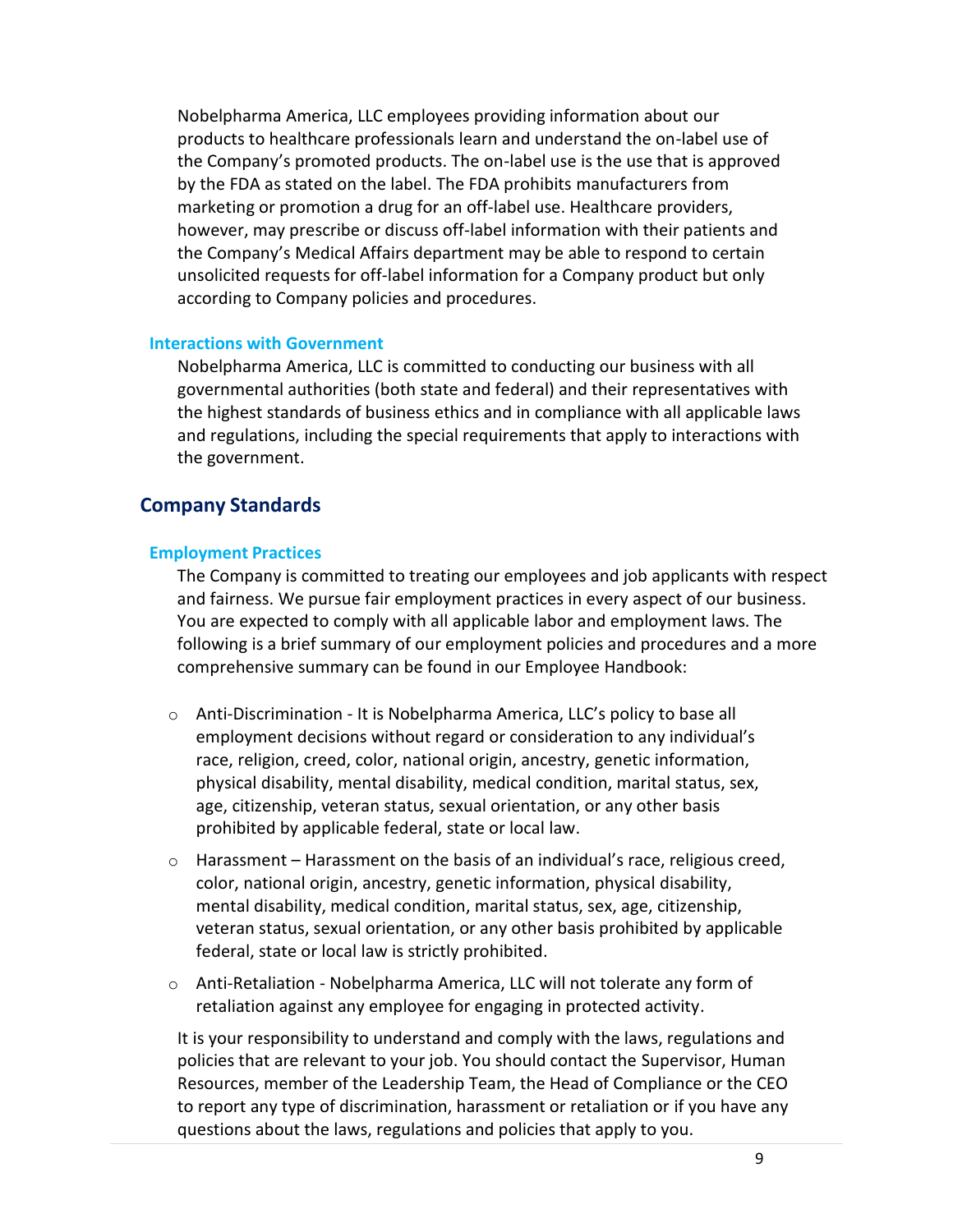Nobelpharma America, LLC employees providing information about our products to healthcare professionals learn and understand the on-label use of the Company's promoted products. The on-label use is the use that is approved by the FDA as stated on the label. The FDA prohibits manufacturers from marketing or promotion a drug for an off-label use. Healthcare providers, however, may prescribe or discuss off-label information with their patients and the Company's Medical Affairs department may be able to respond to certain unsolicited requests for off-label information for a Company product but only according to Company policies and procedures.

### Interactions with Government

Nobelpharma America, LLC is committed to conducting our business with all governmental authorities (both state and federal) and their representatives with the highest standards of business ethics and in compliance with all applicable laws and regulations, including the special requirements that apply to interactions with the government.

## Company Standards

### Employment Practices

The Company is committed to treating our employees and job applicants with respect and fairness. We pursue fair employment practices in every aspect of our business. You are expected to comply with all applicable labor and employment laws. The following is a brief summary of our employment policies and procedures and a more comprehensive summary can be found in our Employee Handbook:

- Anti-Discrimination - It is Nobelpharma America, LLC's policy to base all employment decisions without regard or consideration to any individual's race, religion, creed, color, national origin, ancestry, genetic information, physical disability, mental disability, medical condition, marital status, sex, age, citizenship, veteran status, sexual orientation, or any other basis prohibited by applicable federal, state or local law.
- Harassment – Harassment on the basis of an individual's race, religious creed, color, national origin, ancestry, genetic information, physical disability, mental disability, medical condition, marital status, sex, age, citizenship, veteran status, sexual orientation, or any other basis prohibited by applicable federal, state or local law is strictly prohibited.
- Anti-Retaliation - Nobelpharma America, LLC will not tolerate any form of retaliation against any employee for engaging in protected activity.

It is your responsibility to understand and comply with the laws, regulations and policies that are relevant to your job. You should contact the Supervisor, Human Resources, member of the Leadership Team, the Head of Compliance or the CEO to report any type of discrimination, harassment or retaliation or if you have any questions about the laws, regulations and policies that apply to you.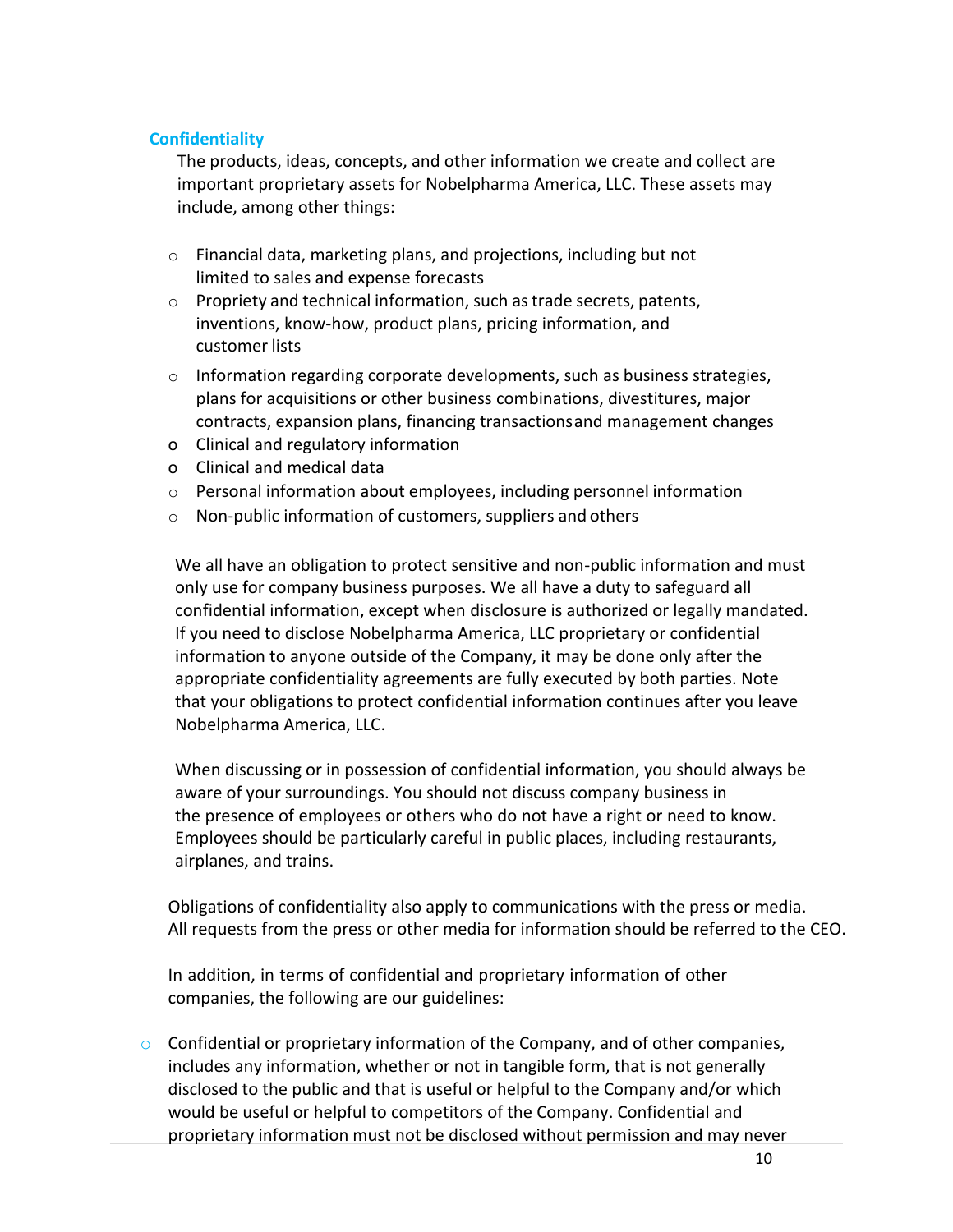## Confidentiality

The products, ideas, concepts, and other information we create and collect are important proprietary assets for Nobelpharma America, LLC. These assets may include, among other things:

- Financial data, marketing plans, and projections, including but not limited to sales and expense forecasts
- Propriety and technical information, such as trade secrets, patents, inventions, know-how, product plans, pricing information, and customer lists
- Information regarding corporate developments, such as business strategies, plans for acquisitions or other business combinations, divestitures, major contracts, expansion plans, financing transactionsand management changes
- Clinical and regulatory information
- Clinical and medical data
- Personal information about employees, including personnel information
- Non-public information of customers, suppliers and others

We all have an obligation to protect sensitive and non-public information and must only use for company business purposes. We all have a duty to safeguard all confidential information, except when disclosure is authorized or legally mandated. If you need to disclose Nobelpharma America, LLC proprietary or confidential information to anyone outside of the Company, it may be done only after the appropriate confidentiality agreements are fully executed by both parties. Note that your obligations to protect confidential information continues after you leave Nobelpharma America, LLC.

When discussing or in possession of confidential information, you should always be aware of your surroundings. You should not discuss company business in the presence of employees or others who do not have a right or need to know. Employees should be particularly careful in public places, including restaurants, airplanes, and trains.

Obligations of confidentiality also apply to communications with the press or media. All requests from the press or other media for information should be referred to the CEO.

In addition, in terms of confidential and proprietary information of other companies, the following are our guidelines:

- Confidential or proprietary information of the Company, and of other companies, includes any information, whether or not in tangible form, that is not generally disclosed to the public and that is useful or helpful to the Company and/or which would be useful or helpful to competitors of the Company. Confidential and proprietary information must not be disclosed without permission and may never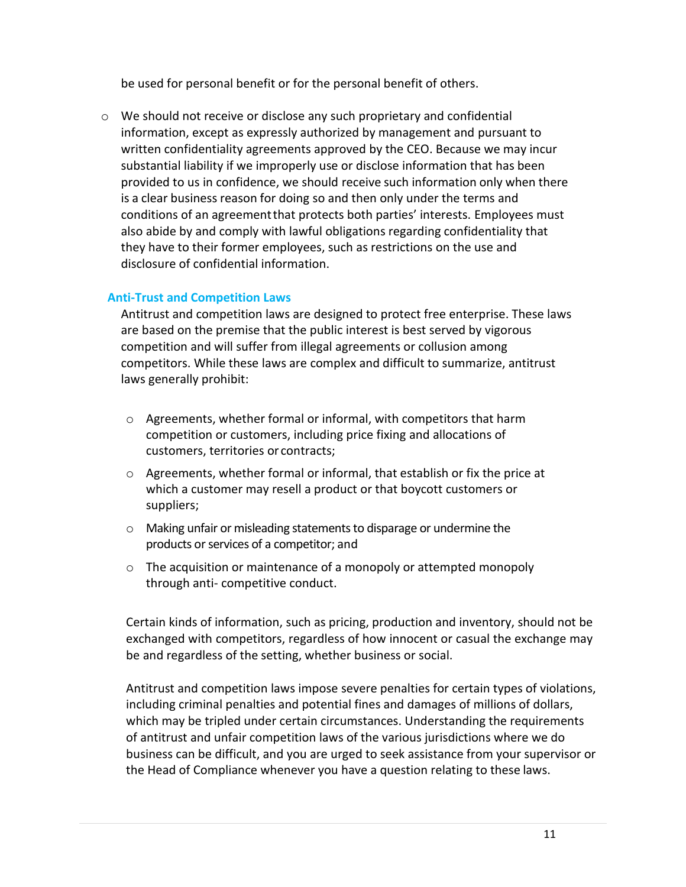be used for personal benefit or for the personal benefit of others.

- We should not receive or disclose any such proprietary and confidential information, except as expressly authorized by management and pursuant to written confidentiality agreements approved by the CEO. Because we may incur substantial liability if we improperly use or disclose information that has been provided to us in confidence, we should receive such information only when there is a clear business reason for doing so and then only under the terms and conditions of an agreement that protects both parties' interests. Employees must also abide by and comply with lawful obligations regarding confidentiality that they have to their former employees, such as restrictions on the use and disclosure of confidential information.

### Anti-Trust and Competition Laws

Antitrust and competition laws are designed to protect free enterprise. These laws are based on the premise that the public interest is best served by vigorous competition and will suffer from illegal agreements or collusion among competitors. While these laws are complex and difficult to summarize, antitrust laws generally prohibit:

- Agreements, whether formal or informal, with competitors that harm competition or customers, including price fixing and allocations of customers, territories or contracts;
- Agreements, whether formal or informal, that establish or fix the price at which a customer may resell a product or that boycott customers or suppliers;
- Making unfair or misleading statements to disparage or undermine the products or services of a competitor; and
- The acquisition or maintenance of a monopoly or attempted monopoly through anti- competitive conduct.

Certain kinds of information, such as pricing, production and inventory, should not be exchanged with competitors, regardless of how innocent or casual the exchange may be and regardless of the setting, whether business or social.

Antitrust and competition laws impose severe penalties for certain types of violations, including criminal penalties and potential fines and damages of millions of dollars, which may be tripled under certain circumstances. Understanding the requirements of antitrust and unfair competition laws of the various jurisdictions where we do business can be difficult, and you are urged to seek assistance from your supervisor or the Head of Compliance whenever you have a question relating to these laws.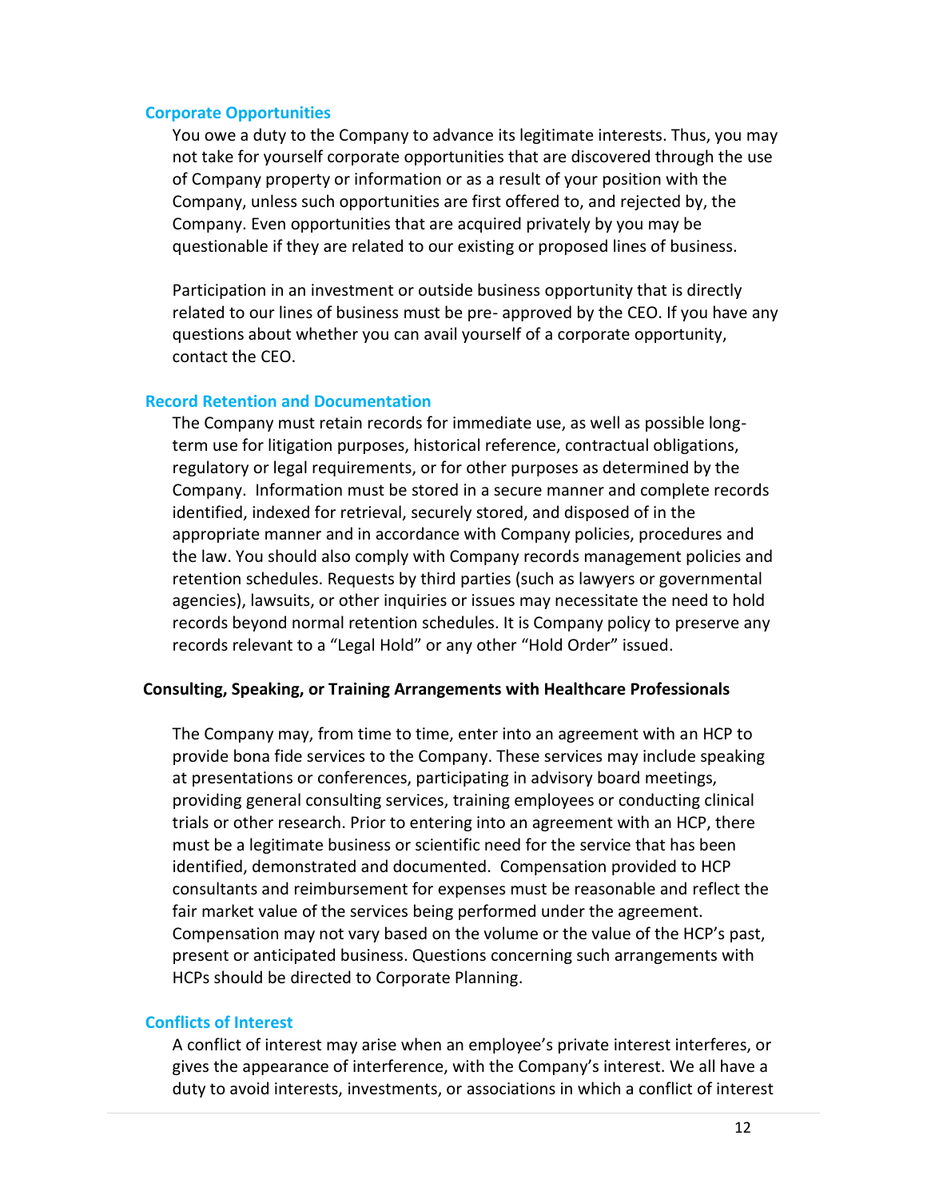## Corporate Opportunities

You owe a duty to the Company to advance its legitimate interests. Thus, you may not take for yourself corporate opportunities that are discovered through the use of Company property or information or as a result of your position with the Company, unless such opportunities are first offered to, and rejected by, the Company. Even opportunities that are acquired privately by you may be questionable if they are related to our existing or proposed lines of business.

Participation in an investment or outside business opportunity that is directly related to our lines of business must be pre- approved by the CEO. If you have any questions about whether you can avail yourself of a corporate opportunity, contact the CEO.

## Record Retention and Documentation

The Company must retain records for immediate use, as well as possible long-term use for litigation purposes, historical reference, contractual obligations, regulatory or legal requirements, or for other purposes as determined by the Company. Information must be stored in a secure manner and complete records identified, indexed for retrieval, securely stored, and disposed of in the appropriate manner and in accordance with Company policies, procedures and the law. You should also comply with Company records management policies and retention schedules. Requests by third parties (such as lawyers or governmental agencies), lawsuits, or other inquiries or issues may necessitate the need to hold records beyond normal retention schedules. It is Company policy to preserve any records relevant to a "Legal Hold" or any other "Hold Order" issued.

**Consulting, Speaking, or Training Arrangements with Healthcare Professionals**

The Company may, from time to time, enter into an agreement with an HCP to provide bona fide services to the Company. These services may include speaking at presentations or conferences, participating in advisory board meetings, providing general consulting services, training employees or conducting clinical trials or other research. Prior to entering into an agreement with an HCP, there must be a legitimate business or scientific need for the service that has been identified, demonstrated and documented. Compensation provided to HCP consultants and reimbursement for expenses must be reasonable and reflect the fair market value of the services being performed under the agreement. Compensation may not vary based on the volume or the value of the HCP's past, present or anticipated business. Questions concerning such arrangements with HCPs should be directed to Corporate Planning.

## Conflicts of Interest

A conflict of interest may arise when an employee's private interest interferes, or gives the appearance of interference, with the Company's interest. We all have a duty to avoid interests, investments, or associations in which a conflict of interest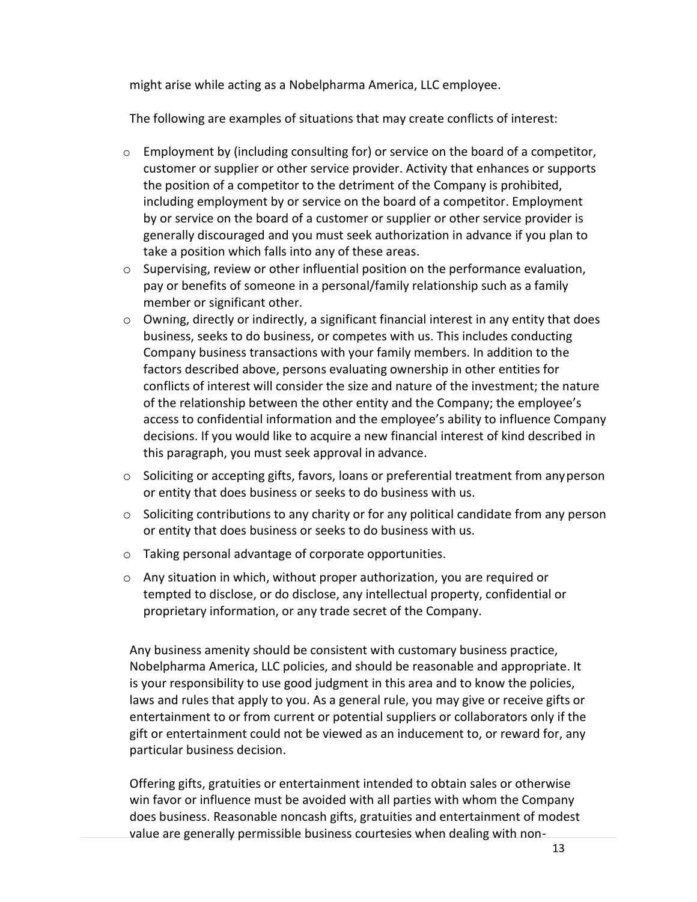might arise while acting as a Nobelpharma America, LLC employee.

The following are examples of situations that may create conflicts of interest:

- Employment by (including consulting for) or service on the board of a competitor, customer or supplier or other service provider. Activity that enhances or supports the position of a competitor to the detriment of the Company is prohibited, including employment by or service on the board of a competitor. Employment by or service on the board of a customer or supplier or other service provider is generally discouraged and you must seek authorization in advance if you plan to take a position which falls into any of these areas.
- Supervising, review or other influential position on the performance evaluation, pay or benefits of someone in a personal/family relationship such as a family member or significant other.
- Owning, directly or indirectly, a significant financial interest in any entity that does business, seeks to do business, or competes with us. This includes conducting Company business transactions with your family members. In addition to the factors described above, persons evaluating ownership in other entities for conflicts of interest will consider the size and nature of the investment; the nature of the relationship between the other entity and the Company; the employee's access to confidential information and the employee's ability to influence Company decisions. If you would like to acquire a new financial interest of kind described in this paragraph, you must seek approval in advance.
- Soliciting or accepting gifts, favors, loans or preferential treatment from anyperson or entity that does business or seeks to do business with us.
- Soliciting contributions to any charity or for any political candidate from any person or entity that does business or seeks to do business with us.
- Taking personal advantage of corporate opportunities.
- Any situation in which, without proper authorization, you are required or tempted to disclose, or do disclose, any intellectual property, confidential or proprietary information, or any trade secret of the Company.

Any business amenity should be consistent with customary business practice, Nobelpharma America, LLC policies, and should be reasonable and appropriate. It is your responsibility to use good judgment in this area and to know the policies, laws and rules that apply to you. As a general rule, you may give or receive gifts or entertainment to or from current or potential suppliers or collaborators only if the gift or entertainment could not be viewed as an inducement to, or reward for, any particular business decision.

Offering gifts, gratuities or entertainment intended to obtain sales or otherwise win favor or influence must be avoided with all parties with whom the Company does business. Reasonable noncash gifts, gratuities and entertainment of modest value are generally permissible business courtesies when dealing with non-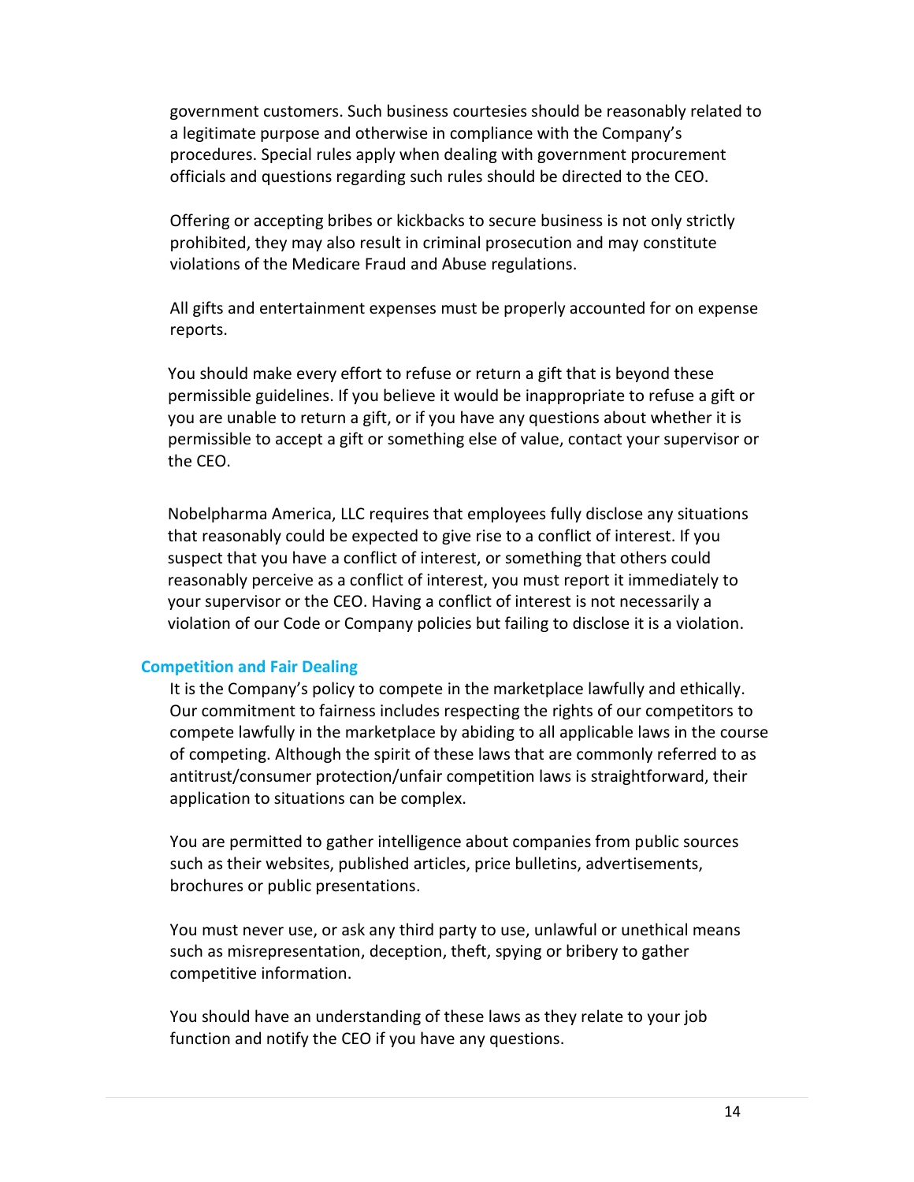government customers. Such business courtesies should be reasonably related to a legitimate purpose and otherwise in compliance with the Company's procedures. Special rules apply when dealing with government procurement officials and questions regarding such rules should be directed to the CEO.

Offering or accepting bribes or kickbacks to secure business is not only strictly prohibited, they may also result in criminal prosecution and may constitute violations of the Medicare Fraud and Abuse regulations.

All gifts and entertainment expenses must be properly accounted for on expense reports.

You should make every effort to refuse or return a gift that is beyond these permissible guidelines. If you believe it would be inappropriate to refuse a gift or you are unable to return a gift, or if you have any questions about whether it is permissible to accept a gift or something else of value, contact your supervisor or the CEO.

Nobelpharma America, LLC requires that employees fully disclose any situations that reasonably could be expected to give rise to a conflict of interest. If you suspect that you have a conflict of interest, or something that others could reasonably perceive as a conflict of interest, you must report it immediately to your supervisor or the CEO. Having a conflict of interest is not necessarily a violation of our Code or Company policies but failing to disclose it is a violation.

## Competition and Fair Dealing

It is the Company's policy to compete in the marketplace lawfully and ethically. Our commitment to fairness includes respecting the rights of our competitors to compete lawfully in the marketplace by abiding to all applicable laws in the course of competing. Although the spirit of these laws that are commonly referred to as antitrust/consumer protection/unfair competition laws is straightforward, their application to situations can be complex.

You are permitted to gather intelligence about companies from public sources such as their websites, published articles, price bulletins, advertisements, brochures or public presentations.

You must never use, or ask any third party to use, unlawful or unethical means such as misrepresentation, deception, theft, spying or bribery to gather competitive information.

You should have an understanding of these laws as they relate to your job function and notify the CEO if you have any questions.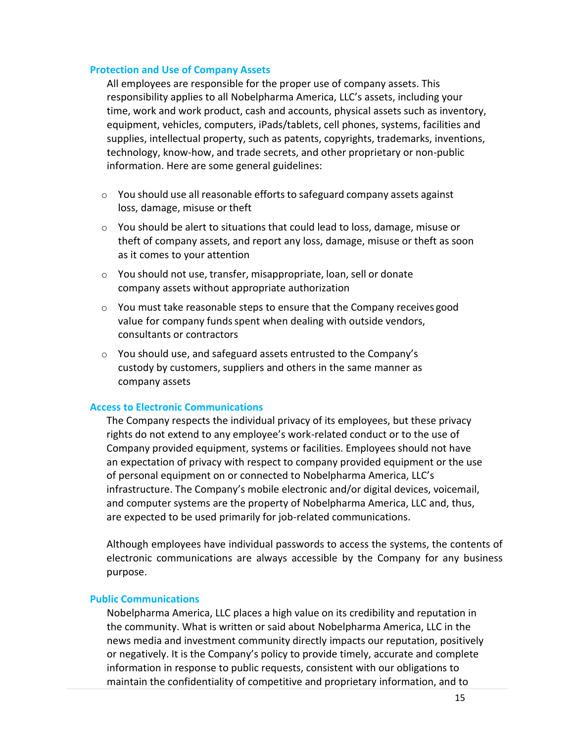### Protection and Use of Company Assets

All employees are responsible for the proper use of company assets. This responsibility applies to all Nobelpharma America, LLC's assets, including your time, work and work product, cash and accounts, physical assets such as inventory, equipment, vehicles, computers, iPads/tablets, cell phones, systems, facilities and supplies, intellectual property, such as patents, copyrights, trademarks, inventions, technology, know-how, and trade secrets, and other proprietary or non-public information. Here are some general guidelines:

- You should use all reasonable efforts to safeguard company assets against loss, damage, misuse or theft
- You should be alert to situations that could lead to loss, damage, misuse or theft of company assets, and report any loss, damage, misuse or theft as soon as it comes to your attention
- You should not use, transfer, misappropriate, loan, sell or donate company assets without appropriate authorization
- You must take reasonable steps to ensure that the Company receives good value for company funds spent when dealing with outside vendors, consultants or contractors
- You should use, and safeguard assets entrusted to the Company's custody by customers, suppliers and others in the same manner as company assets

### Access to Electronic Communications

The Company respects the individual privacy of its employees, but these privacy rights do not extend to any employee's work-related conduct or to the use of Company provided equipment, systems or facilities. Employees should not have an expectation of privacy with respect to company provided equipment or the use of personal equipment on or connected to Nobelpharma America, LLC's infrastructure. The Company's mobile electronic and/or digital devices, voicemail, and computer systems are the property of Nobelpharma America, LLC and, thus, are expected to be used primarily for job-related communications.

Although employees have individual passwords to access the systems, the contents of electronic communications are always accessible by the Company for any business purpose.

### Public Communications

Nobelpharma America, LLC places a high value on its credibility and reputation in the community. What is written or said about Nobelpharma America, LLC in the news media and investment community directly impacts our reputation, positively or negatively. It is the Company's policy to provide timely, accurate and complete information in response to public requests, consistent with our obligations to maintain the confidentiality of competitive and proprietary information, and to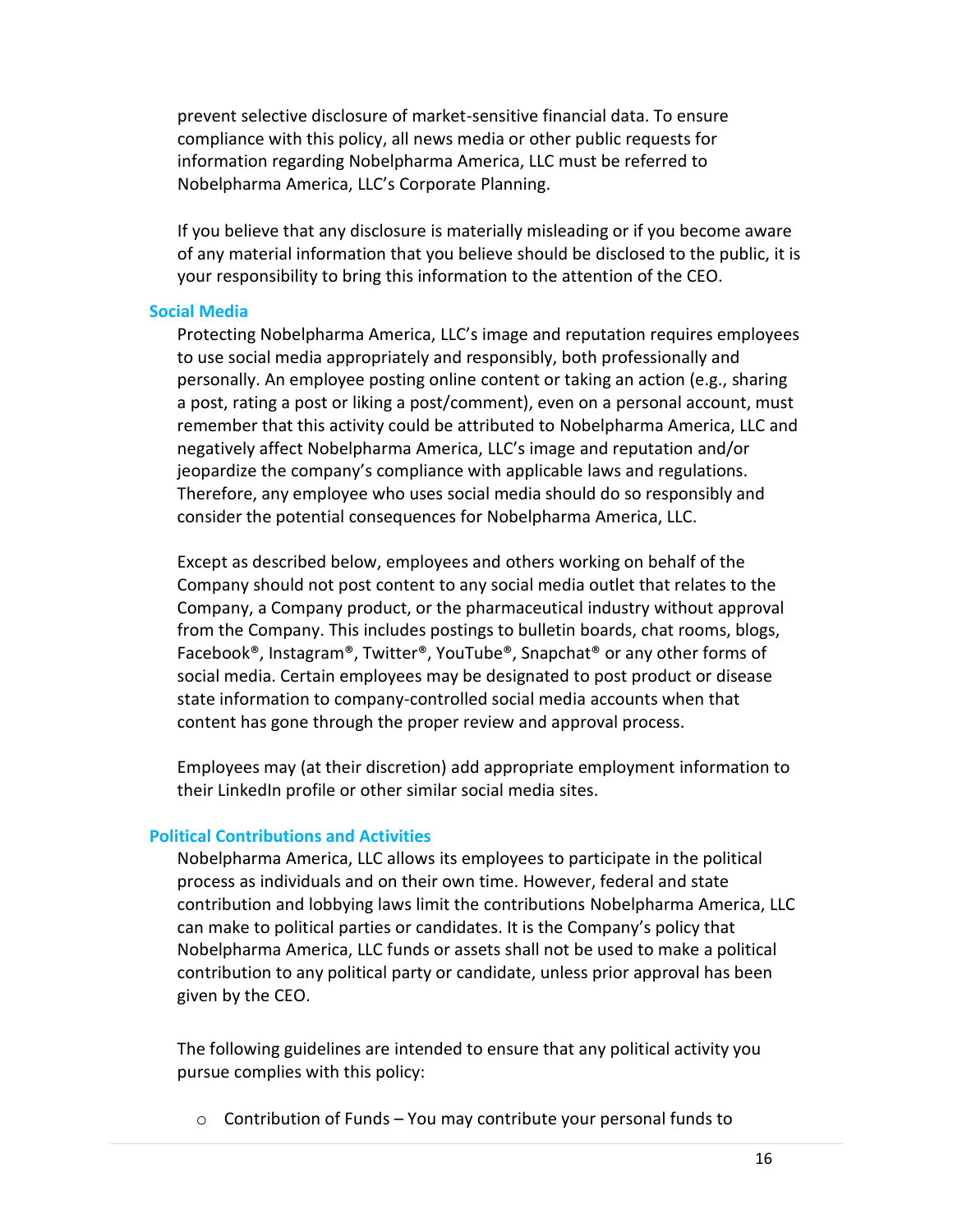prevent selective disclosure of market-sensitive financial data. To ensure compliance with this policy, all news media or other public requests for information regarding Nobelpharma America, LLC must be referred to Nobelpharma America, LLC's Corporate Planning.

If you believe that any disclosure is materially misleading or if you become aware of any material information that you believe should be disclosed to the public, it is your responsibility to bring this information to the attention of the CEO.

### Social Media

Protecting Nobelpharma America, LLC's image and reputation requires employees to use social media appropriately and responsibly, both professionally and personally. An employee posting online content or taking an action (e.g., sharing a post, rating a post or liking a post/comment), even on a personal account, must remember that this activity could be attributed to Nobelpharma America, LLC and negatively affect Nobelpharma America, LLC's image and reputation and/or jeopardize the company's compliance with applicable laws and regulations. Therefore, any employee who uses social media should do so responsibly and consider the potential consequences for Nobelpharma America, LLC.

Except as described below, employees and others working on behalf of the Company should not post content to any social media outlet that relates to the Company, a Company product, or the pharmaceutical industry without approval from the Company. This includes postings to bulletin boards, chat rooms, blogs, Facebook®, Instagram®, Twitter®, YouTube®, Snapchat® or any other forms of social media. Certain employees may be designated to post product or disease state information to company-controlled social media accounts when that content has gone through the proper review and approval process.

Employees may (at their discretion) add appropriate employment information to their LinkedIn profile or other similar social media sites.

### Political Contributions and Activities

Nobelpharma America, LLC allows its employees to participate in the political process as individuals and on their own time. However, federal and state contribution and lobbying laws limit the contributions Nobelpharma America, LLC can make to political parties or candidates. It is the Company's policy that Nobelpharma America, LLC funds or assets shall not be used to make a political contribution to any political party or candidate, unless prior approval has been given by the CEO.

The following guidelines are intended to ensure that any political activity you pursue complies with this policy:

- Contribution of Funds – You may contribute your personal funds to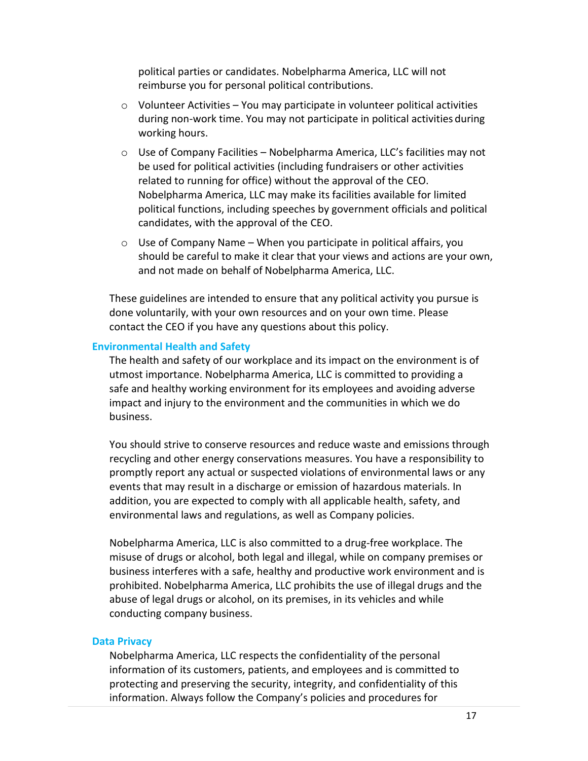political parties or candidates. Nobelpharma America, LLC will not reimburse you for personal political contributions.

- Volunteer Activities – You may participate in volunteer political activities during non-work time. You may not participate in political activities during working hours.
- Use of Company Facilities – Nobelpharma America, LLC's facilities may not be used for political activities (including fundraisers or other activities related to running for office) without the approval of the CEO. Nobelpharma America, LLC may make its facilities available for limited political functions, including speeches by government officials and political candidates, with the approval of the CEO.
- Use of Company Name – When you participate in political affairs, you should be careful to make it clear that your views and actions are your own, and not made on behalf of Nobelpharma America, LLC.

These guidelines are intended to ensure that any political activity you pursue is done voluntarily, with your own resources and on your own time. Please contact the CEO if you have any questions about this policy.

### Environmental Health and Safety

The health and safety of our workplace and its impact on the environment is of utmost importance. Nobelpharma America, LLC is committed to providing a safe and healthy working environment for its employees and avoiding adverse impact and injury to the environment and the communities in which we do business.

You should strive to conserve resources and reduce waste and emissions through recycling and other energy conservations measures. You have a responsibility to promptly report any actual or suspected violations of environmental laws or any events that may result in a discharge or emission of hazardous materials. In addition, you are expected to comply with all applicable health, safety, and environmental laws and regulations, as well as Company policies.

Nobelpharma America, LLC is also committed to a drug-free workplace. The misuse of drugs or alcohol, both legal and illegal, while on company premises or business interferes with a safe, healthy and productive work environment and is prohibited. Nobelpharma America, LLC prohibits the use of illegal drugs and the abuse of legal drugs or alcohol, on its premises, in its vehicles and while conducting company business.

### Data Privacy

Nobelpharma America, LLC respects the confidentiality of the personal information of its customers, patients, and employees and is committed to protecting and preserving the security, integrity, and confidentiality of this information. Always follow the Company's policies and procedures for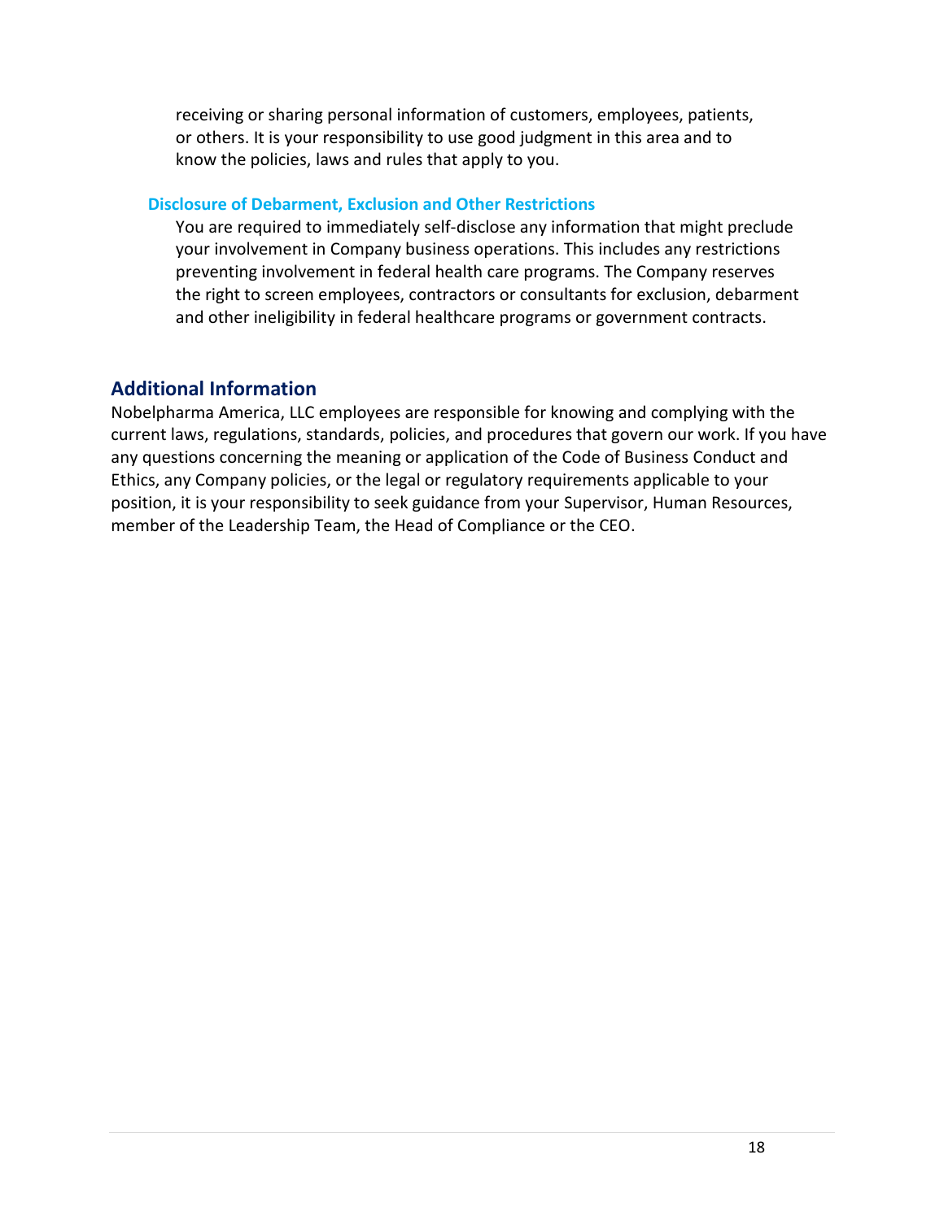receiving or sharing personal information of customers, employees, patients, or others. It is your responsibility to use good judgment in this area and to know the policies, laws and rules that apply to you.

### Disclosure of Debarment, Exclusion and Other Restrictions

You are required to immediately self-disclose any information that might preclude your involvement in Company business operations. This includes any restrictions preventing involvement in federal health care programs. The Company reserves the right to screen employees, contractors or consultants for exclusion, debarment and other ineligibility in federal healthcare programs or government contracts.

## Additional Information

Nobelpharma America, LLC employees are responsible for knowing and complying with the current laws, regulations, standards, policies, and procedures that govern our work. If you have any questions concerning the meaning or application of the Code of Business Conduct and Ethics, any Company policies, or the legal or regulatory requirements applicable to your position, it is your responsibility to seek guidance from your Supervisor, Human Resources, member of the Leadership Team, the Head of Compliance or the CEO.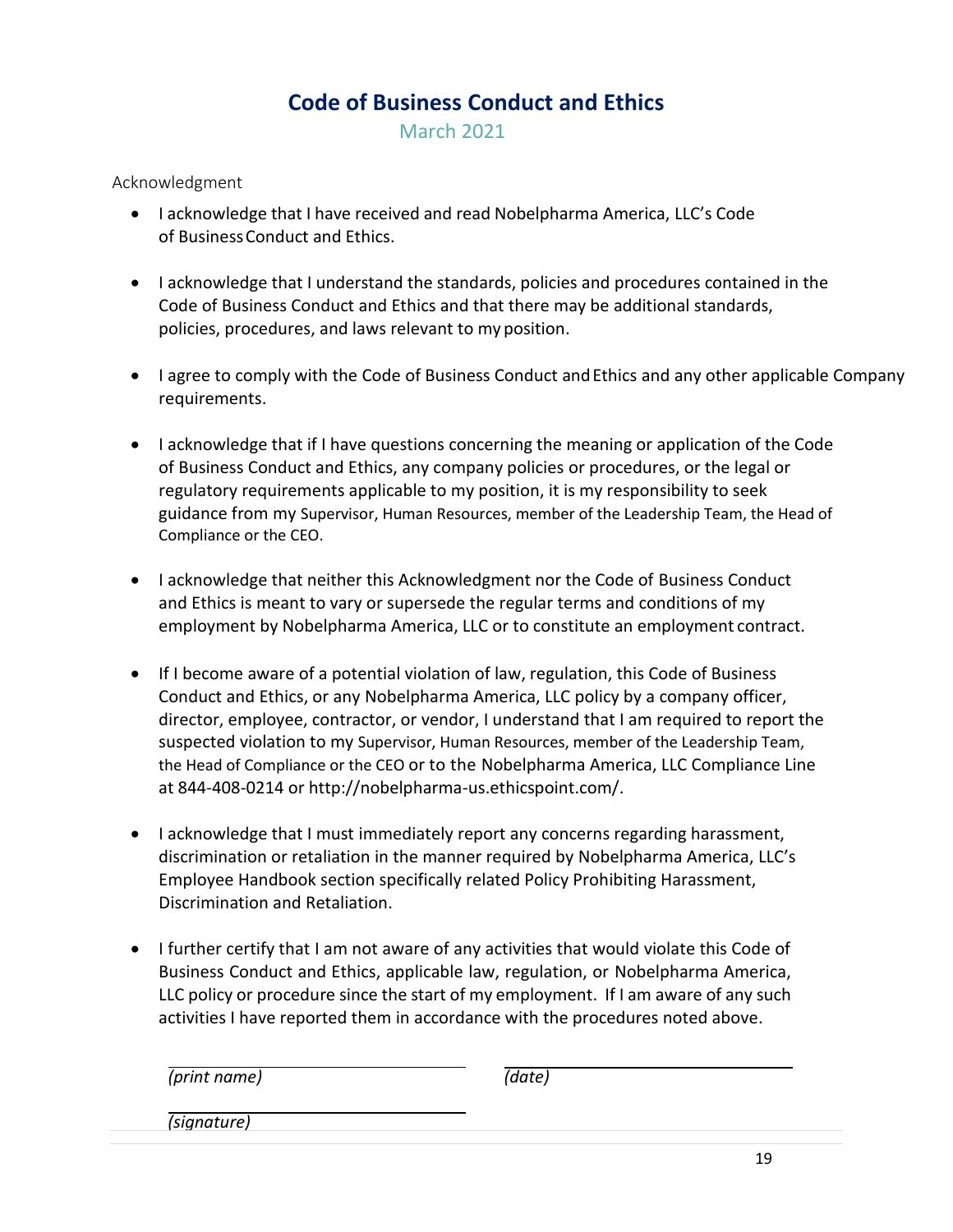# Code of Business Conduct and Ethics

March 2021

Acknowledgment

- I acknowledge that I have received and read Nobelpharma America, LLC's Code of Business Conduct and Ethics.

- I acknowledge that I understand the standards, policies and procedures contained in the Code of Business Conduct and Ethics and that there may be additional standards, policies, procedures, and laws relevant to my position.

- I agree to comply with the Code of Business Conduct and Ethics and any other applicable Company requirements.

- I acknowledge that if I have questions concerning the meaning or application of the Code of Business Conduct and Ethics, any company policies or procedures, or the legal or regulatory requirements applicable to my position, it is my responsibility to seek guidance from my Supervisor, Human Resources, member of the Leadership Team, the Head of Compliance or the CEO.

- I acknowledge that neither this Acknowledgment nor the Code of Business Conduct and Ethics is meant to vary or supersede the regular terms and conditions of my employment by Nobelpharma America, LLC or to constitute an employment contract.

- If I become aware of a potential violation of law, regulation, this Code of Business Conduct and Ethics, or any Nobelpharma America, LLC policy by a company officer, director, employee, contractor, or vendor, I understand that I am required to report the suspected violation to my Supervisor, Human Resources, member of the Leadership Team, the Head of Compliance or the CEO or to the Nobelpharma America, LLC Compliance Line at 844-408-0214 or http://nobelpharma-us.ethicspoint.com/.

- I acknowledge that I must immediately report any concerns regarding harassment, discrimination or retaliation in the manner required by Nobelpharma America, LLC's Employee Handbook section specifically related Policy Prohibiting Harassment, Discrimination and Retaliation.

- I further certify that I am not aware of any activities that would violate this Code of Business Conduct and Ethics, applicable law, regulation, or Nobelpharma America, LLC policy or procedure since the start of my employment. If I am aware of any such activities I have reported them in accordance with the procedures noted above.

_______________________________ &nbsp;&nbsp;&nbsp;&nbsp; _______________________________

*(print name)* &nbsp;&nbsp;&nbsp;&nbsp; *(date)*

_______________________________

*(signature)*